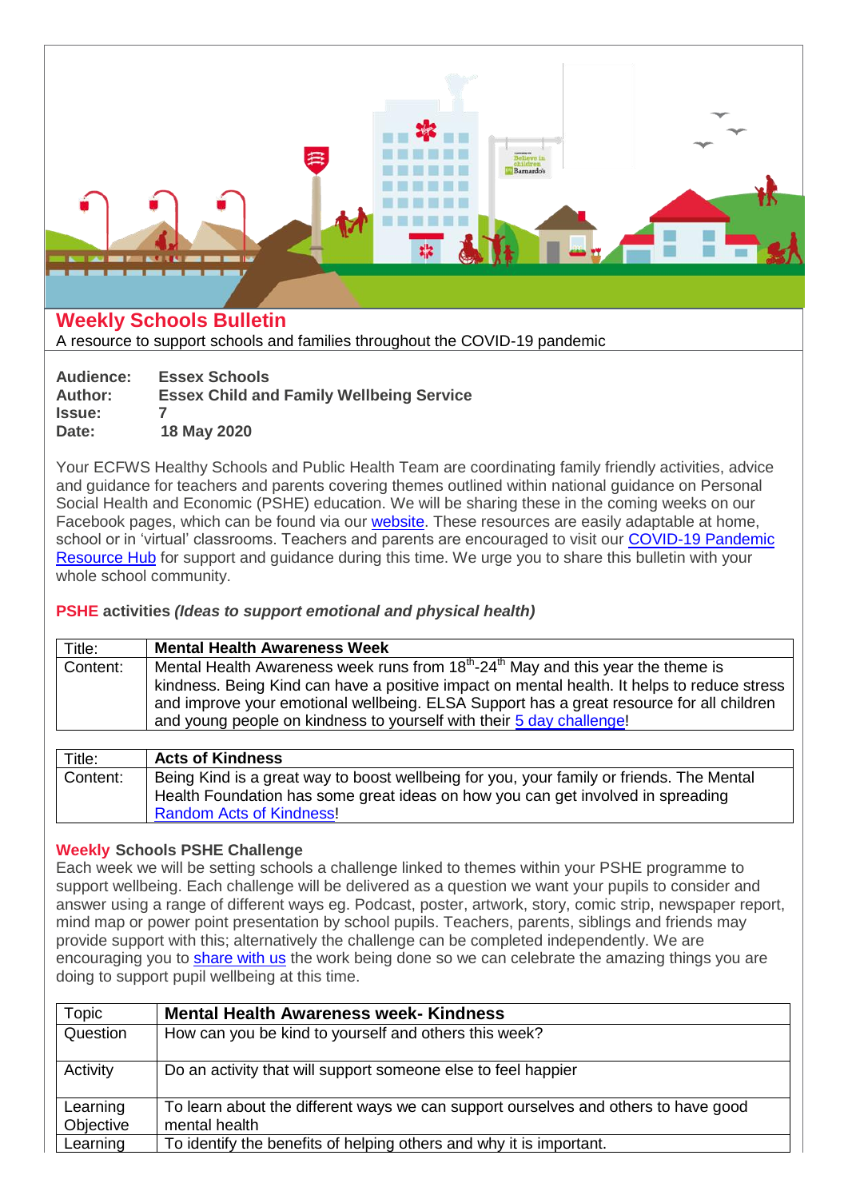# Weekly Schools Bulletin

A resource to support schools and families throughout the COVID-19 pandemic

**Audience:** Essex Schools
**Author:** Essex Child and Family Wellbeing Service
**Issue:** 7
**Date:** 18 May 2020

Your ECFWS Healthy Schools and Public Health Team are coordinating family friendly activities, advice and guidance for teachers and parents covering themes outlined within national guidance on Personal Social Health and Economic (PSHE) education. We will be sharing these in the coming weeks on our Facebook pages, which can be found via our website. These resources are easily adaptable at home, school or in 'virtual' classrooms. Teachers and parents are encouraged to visit our COVID-19 Pandemic Resource Hub for support and guidance during this time. We urge you to share this bulletin with your whole school community.

## PSHE activities *(Ideas to support emotional and physical health)*

| Title: | **Mental Health Awareness Week** |
|---|---|
| Content: | Mental Health Awareness week runs from 18th-24th May and this year the theme is kindness. Being Kind can have a positive impact on mental health. It helps to reduce stress and improve your emotional wellbeing. ELSA Support has a great resource for all children and young people on kindness to yourself with their 5 day challenge! |

| Title: | **Acts of Kindness** |
|---|---|
| Content: | Being Kind is a great way to boost wellbeing for you, your family or friends. The Mental Health Foundation has some great ideas on how you can get involved in spreading Random Acts of Kindness! |

## Weekly Schools PSHE Challenge

Each week we will be setting schools a challenge linked to themes within your PSHE programme to support wellbeing. Each challenge will be delivered as a question we want your pupils to consider and answer using a range of different ways eg. Podcast, poster, artwork, story, comic strip, newspaper report, mind map or power point presentation by school pupils. Teachers, parents, siblings and friends may provide support with this; alternatively the challenge can be completed independently. We are encouraging you to share with us the work being done so we can celebrate the amazing things you are doing to support pupil wellbeing at this time.

| Topic | **Mental Health Awareness week- Kindness** |
|---|---|
| Question | How can you be kind to yourself and others this week? |
| Activity | Do an activity that will support someone else to feel happier |
| Learning Objective | To learn about the different ways we can support ourselves and others to have good mental health |
| Learning | To identify the benefits of helping others and why it is important. |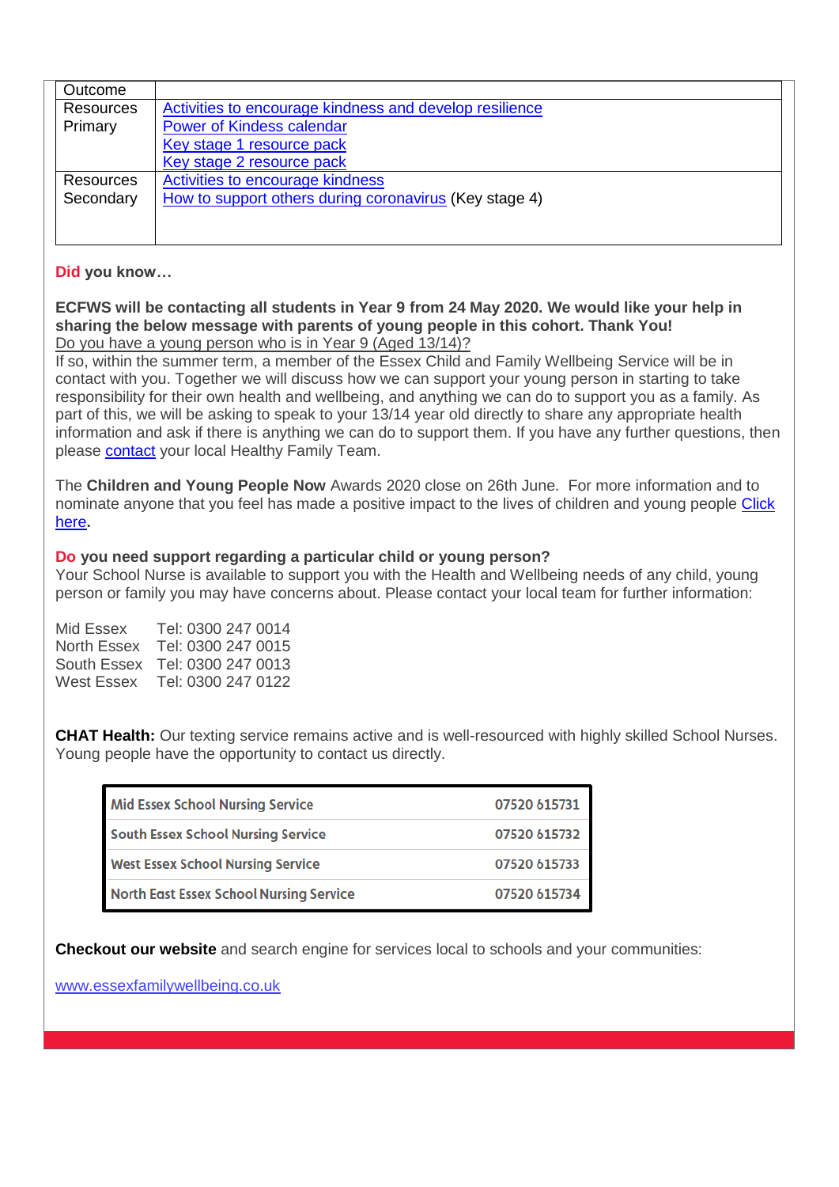| | |
|---|---|
| Outcome | |
| Resources Primary | Activities to encourage kindness and develop resilience<br>Power of Kindess calendar<br>Key stage 1 resource pack<br>Key stage 2 resource pack |
| Resources Secondary | Activities to encourage kindness<br>How to support others during coronavirus (Key stage 4) |

**Did you know…**

**ECFWS will be contacting all students in Year 9 from 24 May 2020. We would like your help in sharing the below message with parents of young people in this cohort. Thank You!**

Do you have a young person who is in Year 9 (Aged 13/14)?

If so, within the summer term, a member of the Essex Child and Family Wellbeing Service will be in contact with you. Together we will discuss how we can support your young person in starting to take responsibility for their own health and wellbeing, and anything we can do to support you as a family. As part of this, we will be asking to speak to your 13/14 year old directly to share any appropriate health information and ask if there is anything we can do to support them. If you have any further questions, then please contact your local Healthy Family Team.

The **Children and Young People Now** Awards 2020 close on 26th June. For more information and to nominate anyone that you feel has made a positive impact to the lives of children and young people Click here.

**Do you need support regarding a particular child or young person?**

Your School Nurse is available to support you with the Health and Wellbeing needs of any child, young person or family you may have concerns about. Please contact your local team for further information:

| | |
|---|---|
| Mid Essex | Tel: 0300 247 0014 |
| North Essex | Tel: 0300 247 0015 |
| South Essex | Tel: 0300 247 0013 |
| West Essex | Tel: 0300 247 0122 |

**CHAT Health:** Our texting service remains active and is well-resourced with highly skilled School Nurses. Young people have the opportunity to contact us directly.

| | |
|---|---|
| Mid Essex School Nursing Service | 07520 615731 |
| South Essex School Nursing Service | 07520 615732 |
| West Essex School Nursing Service | 07520 615733 |
| North East Essex School Nursing Service | 07520 615734 |

**Checkout our website** and search engine for services local to schools and your communities:

www.essexfamilywellbeing.co.uk